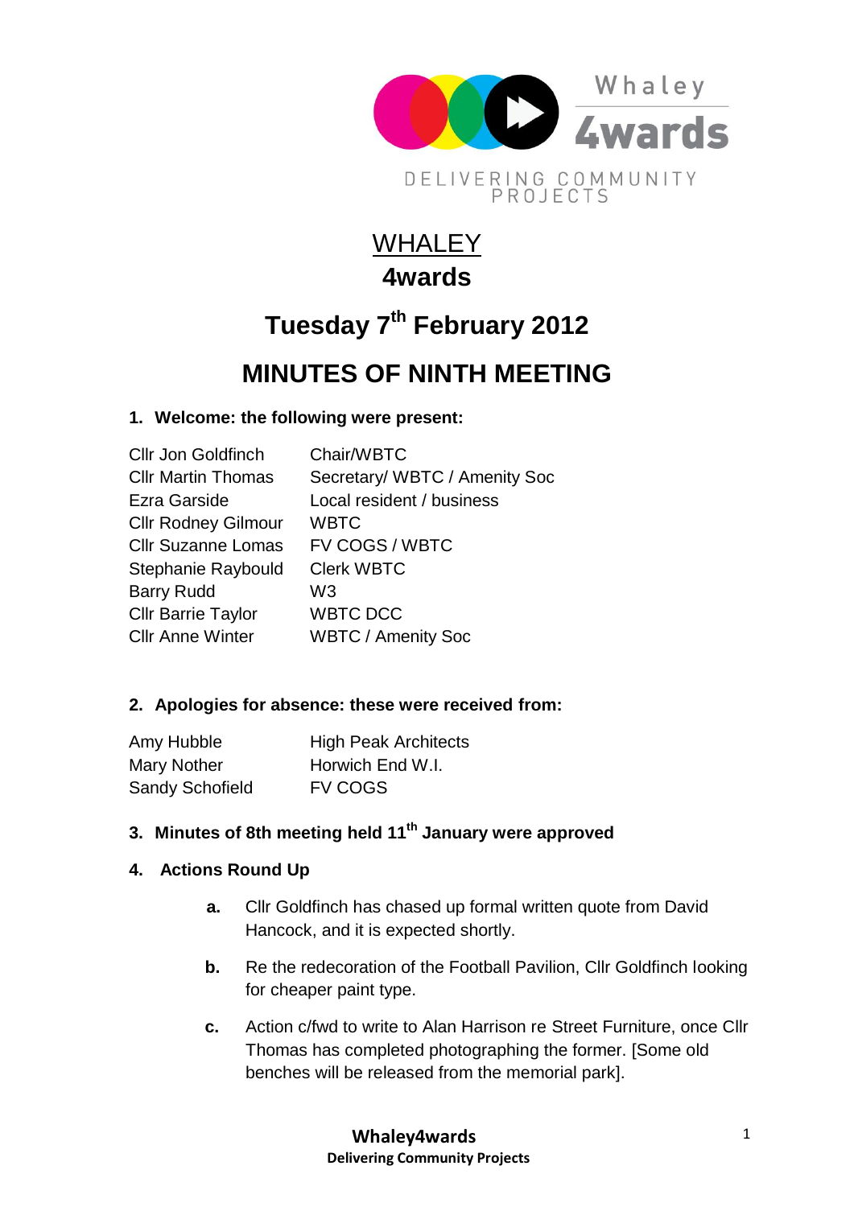Whaley 4wards

DELIVERING COMMUNITY PROJECTS

# WHALEY
# 4wards

## Tuesday 7th February 2012

## MINUTES OF NINTH MEETING

**1. Welcome: the following were present:**

| | |
|---|---|
| Cllr Jon Goldfinch | Chair/WBTC |
| Cllr Martin Thomas | Secretary/ WBTC / Amenity Soc |
| Ezra Garside | Local resident / business |
| Cllr Rodney Gilmour | WBTC |
| Cllr Suzanne Lomas | FV COGS / WBTC |
| Stephanie Raybould | Clerk WBTC |
| Barry Rudd | W3 |
| Cllr Barrie Taylor | WBTC DCC |
| Cllr Anne Winter | WBTC / Amenity Soc |

**2. Apologies for absence: these were received from:**

| | |
|---|---|
| Amy Hubble | High Peak Architects |
| Mary Nother | Horwich End W.I. |
| Sandy Schofield | FV COGS |

**3. Minutes of 8th meeting held 11th January were approved**

**4. Actions Round Up**

**a.** Cllr Goldfinch has chased up formal written quote from David Hancock, and it is expected shortly.

**b.** Re the redecoration of the Football Pavilion, Cllr Goldfinch looking for cheaper paint type.

**c.** Action c/fwd to write to Alan Harrison re Street Furniture, once Cllr Thomas has completed photographing the former. [Some old benches will be released from the memorial park].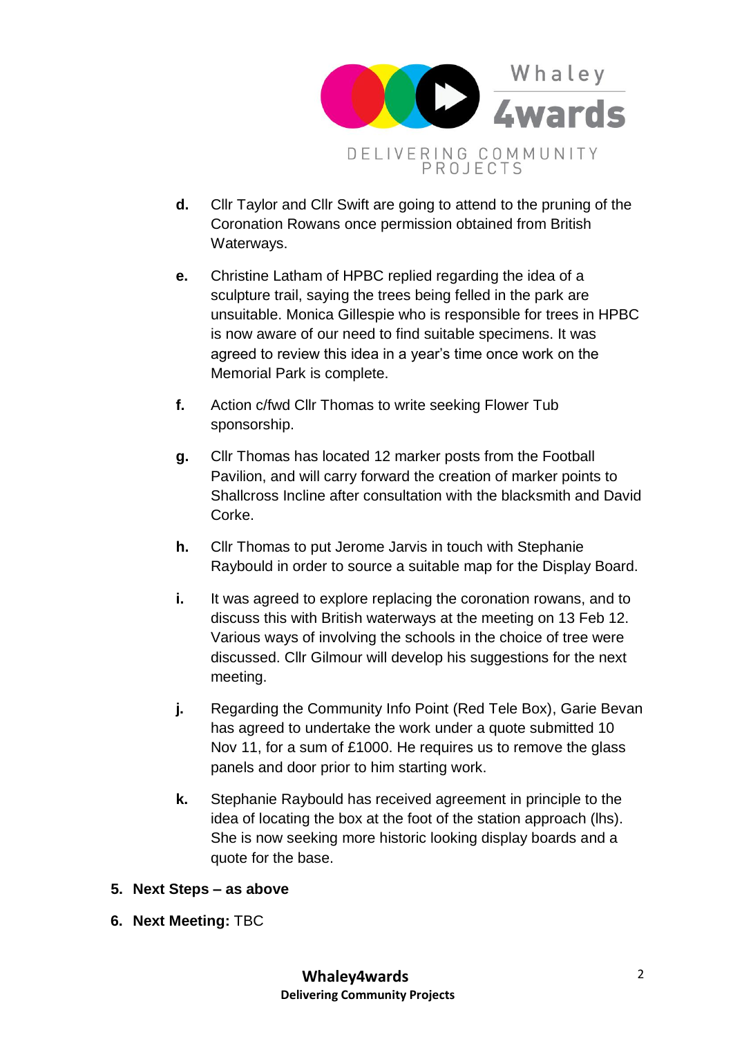d. Cllr Taylor and Cllr Swift are going to attend to the pruning of the Coronation Rowans once permission obtained from British Waterways.

e. Christine Latham of HPBC replied regarding the idea of a sculpture trail, saying the trees being felled in the park are unsuitable. Monica Gillespie who is responsible for trees in HPBC is now aware of our need to find suitable specimens. It was agreed to review this idea in a year's time once work on the Memorial Park is complete.

f. Action c/fwd Cllr Thomas to write seeking Flower Tub sponsorship.

g. Cllr Thomas has located 12 marker posts from the Football Pavilion, and will carry forward the creation of marker points to Shallcross Incline after consultation with the blacksmith and David Corke.

h. Cllr Thomas to put Jerome Jarvis in touch with Stephanie Raybould in order to source a suitable map for the Display Board.

i. It was agreed to explore replacing the coronation rowans, and to discuss this with British waterways at the meeting on 13 Feb 12. Various ways of involving the schools in the choice of tree were discussed. Cllr Gilmour will develop his suggestions for the next meeting.

j. Regarding the Community Info Point (Red Tele Box), Garie Bevan has agreed to undertake the work under a quote submitted 10 Nov 11, for a sum of £1000. He requires us to remove the glass panels and door prior to him starting work.

k. Stephanie Raybould has received agreement in principle to the idea of locating the box at the foot of the station approach (lhs). She is now seeking more historic looking display boards and a quote for the base.

5. **Next Steps – as above**

6. **Next Meeting:** TBC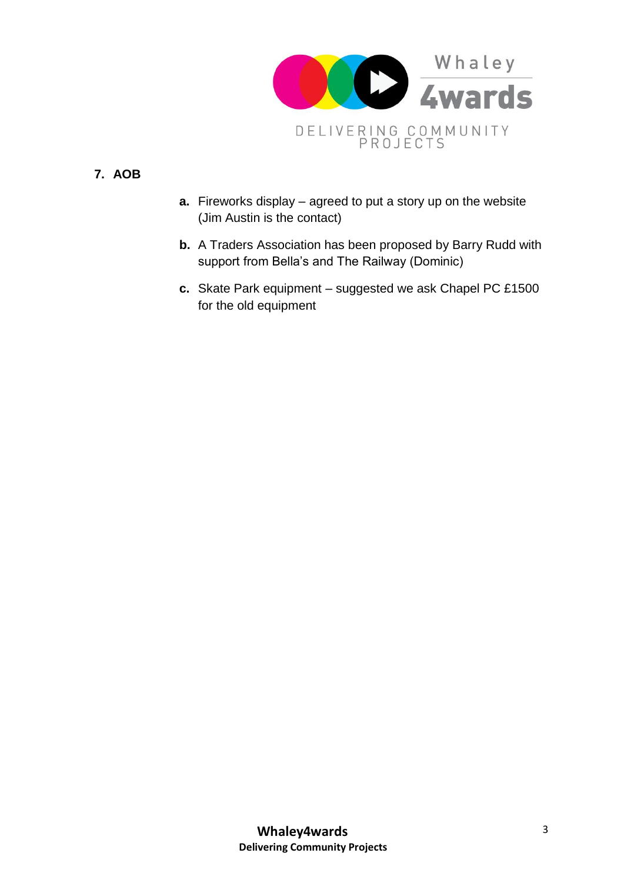## 7. AOB

a. Fireworks display – agreed to put a story up on the website (Jim Austin is the contact)

b. A Traders Association has been proposed by Barry Rudd with support from Bella's and The Railway (Dominic)

c. Skate Park equipment – suggested we ask Chapel PC £1500 for the old equipment